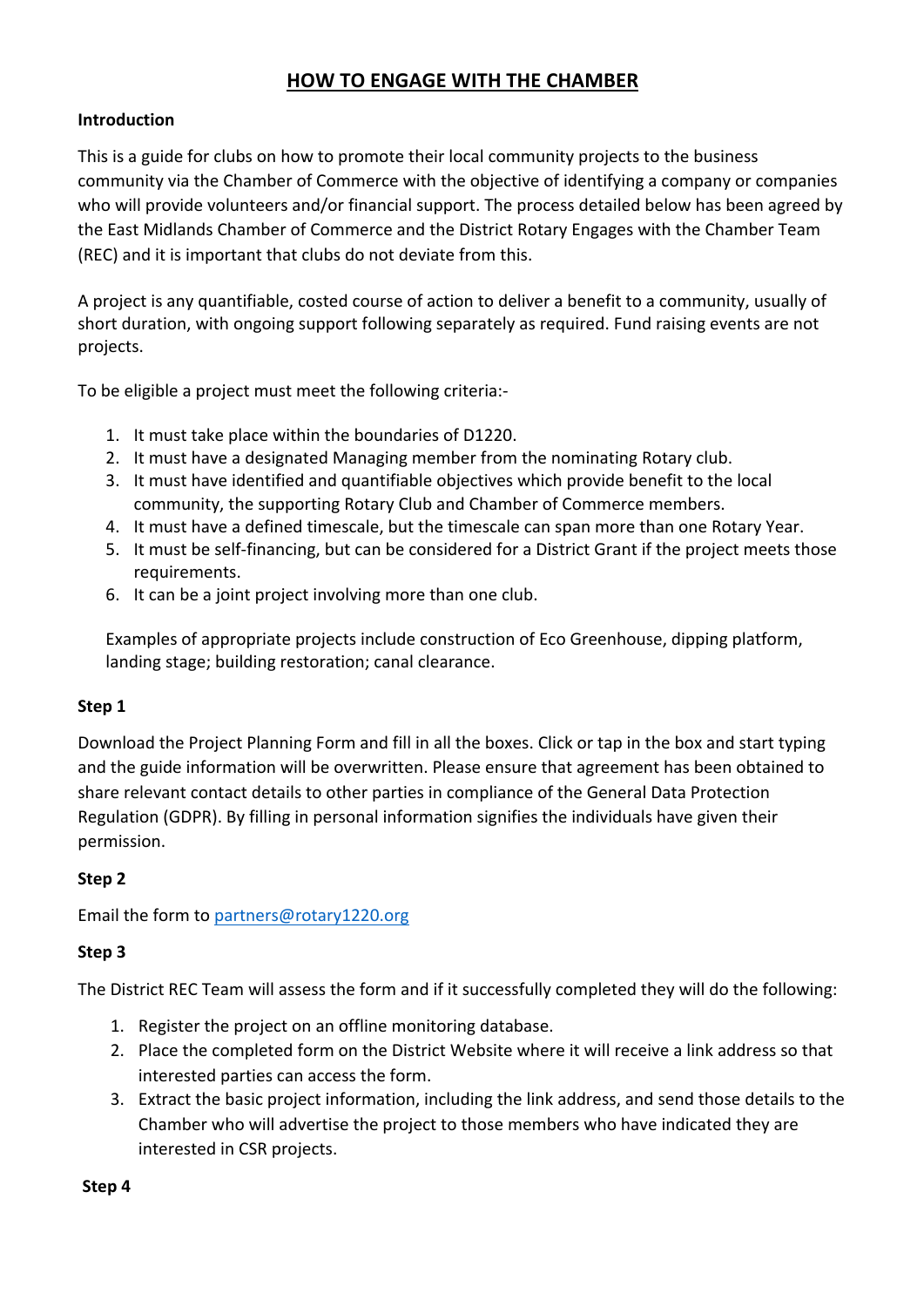# HOW TO ENGAGE WITH THE CHAMBER

**Introduction**

This is a guide for clubs on how to promote their local community projects to the business community via the Chamber of Commerce with the objective of identifying a company or companies who will provide volunteers and/or financial support. The process detailed below has been agreed by the East Midlands Chamber of Commerce and the District Rotary Engages with the Chamber Team (REC) and it is important that clubs do not deviate from this.

A project is any quantifiable, costed course of action to deliver a benefit to a community, usually of short duration, with ongoing support following separately as required. Fund raising events are not projects.

To be eligible a project must meet the following criteria:-

1. It must take place within the boundaries of D1220.
2. It must have a designated Managing member from the nominating Rotary club.
3. It must have identified and quantifiable objectives which provide benefit to the local community, the supporting Rotary Club and Chamber of Commerce members.
4. It must have a defined timescale, but the timescale can span more than one Rotary Year.
5. It must be self-financing, but can be considered for a District Grant if the project meets those requirements.
6. It can be a joint project involving more than one club.

Examples of appropriate projects include construction of Eco Greenhouse, dipping platform, landing stage; building restoration; canal clearance.

**Step 1**

Download the Project Planning Form and fill in all the boxes. Click or tap in the box and start typing and the guide information will be overwritten. Please ensure that agreement has been obtained to share relevant contact details to other parties in compliance of the General Data Protection Regulation (GDPR). By filling in personal information signifies the individuals have given their permission.

**Step 2**

Email the form to partners@rotary1220.org

**Step 3**

The District REC Team will assess the form and if it successfully completed they will do the following:

1. Register the project on an offline monitoring database.
2. Place the completed form on the District Website where it will receive a link address so that interested parties can access the form.
3. Extract the basic project information, including the link address, and send those details to the Chamber who will advertise the project to those members who have indicated they are interested in CSR projects.

**Step 4**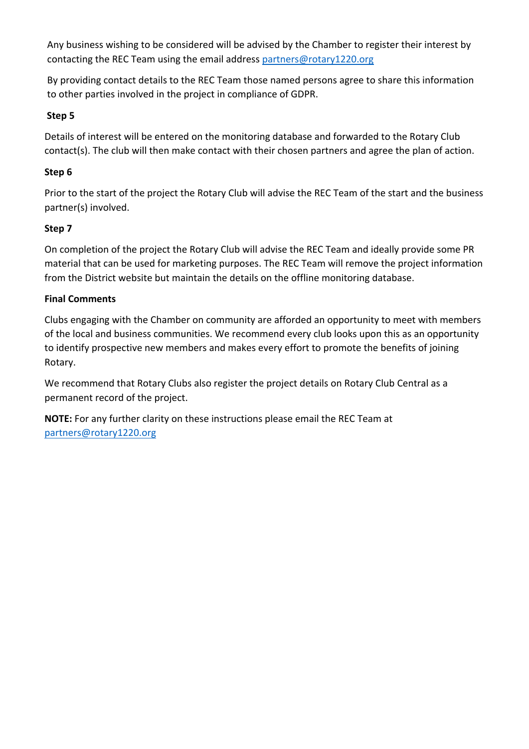Any business wishing to be considered will be advised by the Chamber to register their interest by contacting the REC Team using the email address partners@rotary1220.org

By providing contact details to the REC Team those named persons agree to share this information to other parties involved in the project in compliance of GDPR.

**Step 5**

Details of interest will be entered on the monitoring database and forwarded to the Rotary Club contact(s). The club will then make contact with their chosen partners and agree the plan of action.

**Step 6**

Prior to the start of the project the Rotary Club will advise the REC Team of the start and the business partner(s) involved.

**Step 7**

On completion of the project the Rotary Club will advise the REC Team and ideally provide some PR material that can be used for marketing purposes. The REC Team will remove the project information from the District website but maintain the details on the offline monitoring database.

**Final Comments**

Clubs engaging with the Chamber on community are afforded an opportunity to meet with members of the local and business communities. We recommend every club looks upon this as an opportunity to identify prospective new members and makes every effort to promote the benefits of joining Rotary.

We recommend that Rotary Clubs also register the project details on Rotary Club Central as a permanent record of the project.

**NOTE:** For any further clarity on these instructions please email the REC Team at partners@rotary1220.org